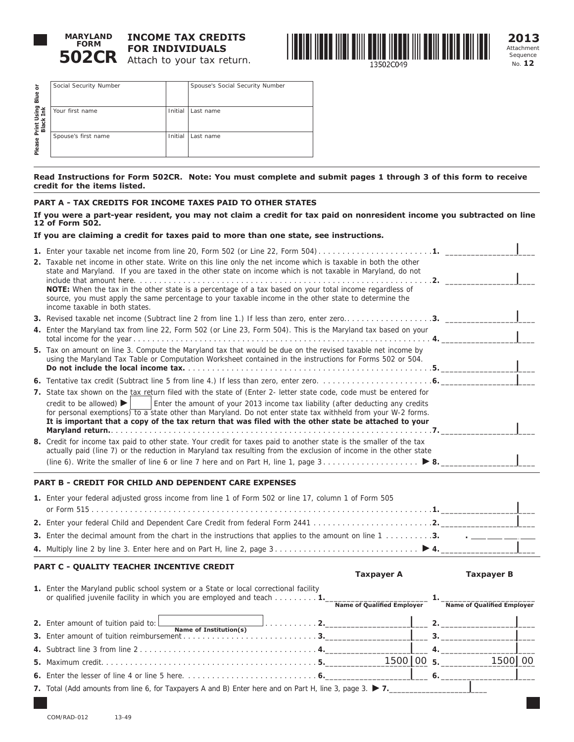# MARYLAND FORM 502CR

## INCOME TAX CREDITS FOR INDIVIDUALS

Attach to your tax return.

13502C049

**2013** Attachment Sequence No. **12**

Please Print Using Blue or Black Ink

| Social Security Number | | Spouse's Social Security Number |
|---|---|---|
| Your first name | Initial | Last name |
| Spouse's first name | Initial | Last name |

**Read Instructions for Form 502CR. Note: You must complete and submit pages 1 through 3 of this form to receive credit for the items listed.**

### PART A - TAX CREDITS FOR INCOME TAXES PAID TO OTHER STATES

**If you were a part-year resident, you may not claim a credit for tax paid on nonresident income you subtracted on line 12 of Form 502.**

**If you are claiming a credit for taxes paid to more than one state, see instructions.**

1. Enter your taxable net income from line 20, Form 502 (or Line 22, Form 504) . . . . . **1.** ________
2. Taxable net income in other state. Write on this line only the net income which is taxable in both the other state and Maryland. If you are taxed in the other state on income which is not taxable in Maryland, do not include that amount here. . . . . **2.** ________
   **NOTE:** When the tax in the other state is a percentage of a tax based on your total income regardless of source, you must apply the same percentage to your taxable income in the other state to determine the income taxable in both states.
3. Revised taxable net income (Subtract line 2 from line 1.) If less than zero, enter zero. . . . . **3.** ________
4. Enter the Maryland tax from line 22, Form 502 (or Line 23, Form 504). This is the Maryland tax based on your total income for the year . . . . . **4.** ________
5. Tax on amount on line 3. Compute the Maryland tax that would be due on the revised taxable net income by using the Maryland Tax Table or Computation Worksheet contained in the instructions for Forms 502 or 504. **Do not include the local income tax.** . . . . . **5.** ________
6. Tentative tax credit (Subtract line 5 from line 4.) If less than zero, enter zero. . . . . **6.** ________
7. State tax shown on the tax return filed with the state of (Enter 2- letter state code, code must be entered for credit to be allowed) ▶ ____ Enter the amount of your 2013 income tax liability (after deducting any credits for personal exemptions) to a state other than Maryland. Do not enter state tax withheld from your W-2 forms. **It is important that a copy of the tax return that was filed with the other state be attached to your Maryland return.** . . . . . **7.** ________
8. Credit for income tax paid to other state. Your credit for taxes paid to another state is the smaller of the tax actually paid (line 7) or the reduction in Maryland tax resulting from the exclusion of income in the other state (line 6). Write the smaller of line 6 or line 7 here and on Part H, line 1, page 3 . . . . . ▶ **8.** ________

### PART B - CREDIT FOR CHILD AND DEPENDENT CARE EXPENSES

1. Enter your federal adjusted gross income from line 1 of Form 502 or line 17, column 1 of Form 505 or Form 515 . . . . . **1.** ________
2. Enter your federal Child and Dependent Care Credit from federal Form 2441 . . . . . **2.** ________
3. Enter the decimal amount from the chart in the instructions that applies to the amount on line 1 . . . . . **3.** . ________
4. Multiply line 2 by line 3. Enter here and on Part H, line 2, page 3 . . . . . ▶ **4.** ________

### PART C - QUALITY TEACHER INCENTIVE CREDIT

| | Taxpayer A | Taxpayer B |
|---|---|---|
| 1. Enter the Maryland public school system or a State or local correctional facility or qualified juvenile facility in which you are employed and teach . . . . . | 1. ________ Name of Qualified Employer | 1. ________ Name of Qualified Employer |
| 2. Enter amount of tuition paid to: ________ (Name of Institution(s)) . . . . . | 2. ________ | 2. ________ |
| 3. Enter amount of tuition reimbursement . . . . . | 3. ________ | 3. ________ |
| 4. Subtract line 3 from line 2 . . . . . | 4. ________ | 4. ________ |
| 5. Maximum credit. . . . . | 5. 1500 00 | 5. 1500 00 |
| 6. Enter the lesser of line 4 or line 5 here. . . . . | 6. ________ | 6. ________ |

7. Total (Add amounts from line 6, for Taxpayers A and B) Enter here and on Part H, line 3, page 3. ▶ **7.** ________

COM/RAD-012 13-49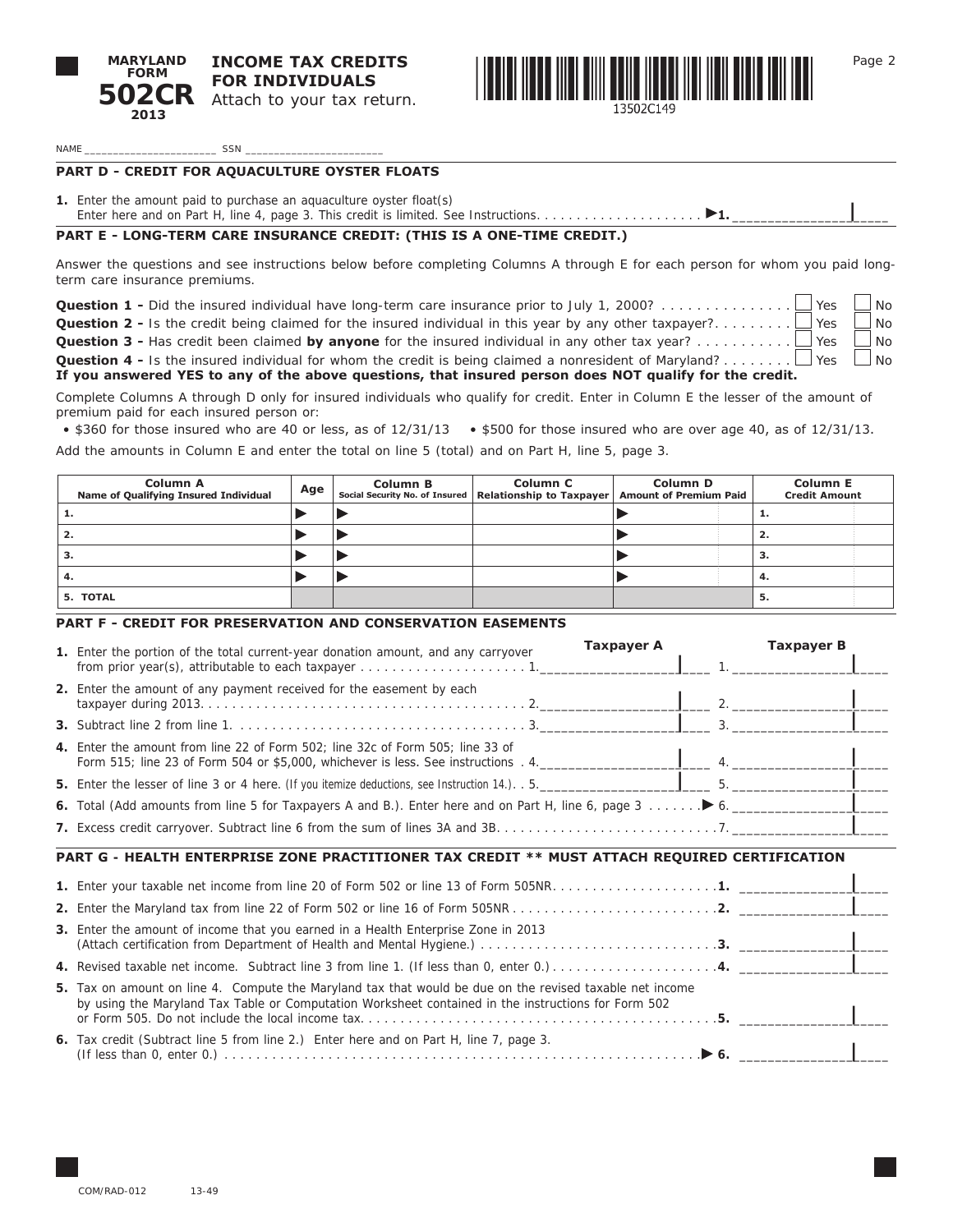**MARYLAND FORM 502CR 2013**

# INCOME TAX CREDITS FOR INDIVIDUALS

Attach to your tax return.

13502C149

NAME ____________________ SSN ______________________

## PART D - CREDIT FOR AQUACULTURE OYSTER FLOATS

1. Enter the amount paid to purchase an aquaculture oyster float(s)
Enter here and on Part H, line 4, page 3. This credit is limited. See Instructions. . . . . . . . . . . . . . . . . . . . . ▶1. ________________

## PART E - LONG-TERM CARE INSURANCE CREDIT: (THIS IS A ONE-TIME CREDIT.)

Answer the questions and see instructions below before completing Columns A through E for each person for whom you paid long-term care insurance premiums.

**Question 1 -** Did the insured individual have long-term care insurance prior to July 1, 2000? . . . . . . . . . . . . . . ☐ Yes ☐ No

**Question 2 -** Is the credit being claimed for the insured individual in this year by any other taxpayer?. . . . . . . . . ☐ Yes ☐ No

**Question 3 -** Has credit been claimed **by anyone** for the insured individual in any other tax year? . . . . . . . . . . . ☐ Yes ☐ No

**Question 4 -** Is the insured individual for whom the credit is being claimed a nonresident of Maryland? . . . . . . . . ☐ Yes ☐ No

**If you answered YES to any of the above questions, that insured person does NOT qualify for the credit.**

Complete Columns A through D only for insured individuals who qualify for credit. Enter in Column E the lesser of the amount of premium paid for each insured person or:

- $360 for those insured who are 40 or less, as of 12/31/13
- $500 for those insured who are over age 40, as of 12/31/13.

Add the amounts in Column E and enter the total on line 5 (total) and on Part H, line 5, page 3.

| Column A<br>Name of Qualifying Insured Individual | Age | Column B<br>Social Security No. of Insured | Column C<br>Relationship to Taxpayer | Column D<br>Amount of Premium Paid | Column E<br>Credit Amount |
|---|---|---|---|---|---|
| 1. | ▶ | ▶ | | ▶ | 1. |
| 2. | ▶ | ▶ | | ▶ | 2. |
| 3. | ▶ | ▶ | | ▶ | 3. |
| 4. | ▶ | ▶ | | ▶ | 4. |
| 5. TOTAL | | | | | 5. |

## PART F - CREDIT FOR PRESERVATION AND CONSERVATION EASEMENTS

| | Taxpayer A | Taxpayer B |
|---|---|---|
| 1. Enter the portion of the total current-year donation amount, and any carryover from prior year(s), attributable to each taxpayer . . . . . . . . . . . . . . . . . . . . . 1. | | 1. |
| 2. Enter the amount of any payment received for the easement by each taxpayer during 2013. . . . . . . . . . . . . . . . . . . . . . . . . . . . . . . . . . . . . . . . . 2. | | 2. |
| 3. Subtract line 2 from line 1. . . . . . . . . . . . . . . . . . . . . . . . . . . . . . . . . . . . 3. | | 3. |
| 4. Enter the amount from line 22 of Form 502; line 32c of Form 505; line 33 of Form 515; line 23 of Form 504 or $5,000, whichever is less. See instructions . 4. | | 4. |
| 5. Enter the lesser of line 3 or 4 here. (If you itemize deductions, see Instruction 14.). . 5. | | 5. |

6. Total (Add amounts from line 5 for Taxpayers A and B.). Enter here and on Part H, line 6, page 3 . . . . . . . ▶ 6. ________________

7. Excess credit carryover. Subtract line 6 from the sum of lines 3A and 3B. . . . . . . . . . . . . . . . . . . . . . . . . . . 7. ________________

## PART G - HEALTH ENTERPRISE ZONE PRACTITIONER TAX CREDIT ** MUST ATTACH REQUIRED CERTIFICATION

1. Enter your taxable net income from line 20 of Form 502 or line 13 of Form 505NR. . . . . . . . . . . . . . . . . . . . **1.** ________________
2. Enter the Maryland tax from line 22 of Form 502 or line 16 of Form 505NR . . . . . . . . . . . . . . . . . . . . . . . . . **2.** ________________
3. Enter the amount of income that you earned in a Health Enterprise Zone in 2013 (Attach certification from Department of Health and Mental Hygiene.) . . . . . . . . . . . . . . . . . . . . . . . . . . . . . **3.** ________________
4. Revised taxable net income. Subtract line 3 from line 1. (If less than 0, enter 0.) . . . . . . . . . . . . . . . . . . . . . **4.** ________________
5. Tax on amount on line 4. Compute the Maryland tax that would be due on the revised taxable net income by using the Maryland Tax Table or Computation Worksheet contained in the instructions for Form 502 or Form 505. Do not include the local income tax. . . . . . . . . . . . . . . . . . . . . . . . . . . . . . . . . . . . . . . . . . **5.** ________________
6. Tax credit (Subtract line 5 from line 2.) Enter here and on Part H, line 7, page 3. (If less than 0, enter 0.) . . . . . . . . . . . . . . . . . . . . . . . . . . . . . . . . . . . . . . . . . . . . . . . . . . . . . . . . . . . . . ▶ **6.** ________________

COM/RAD-012 13-49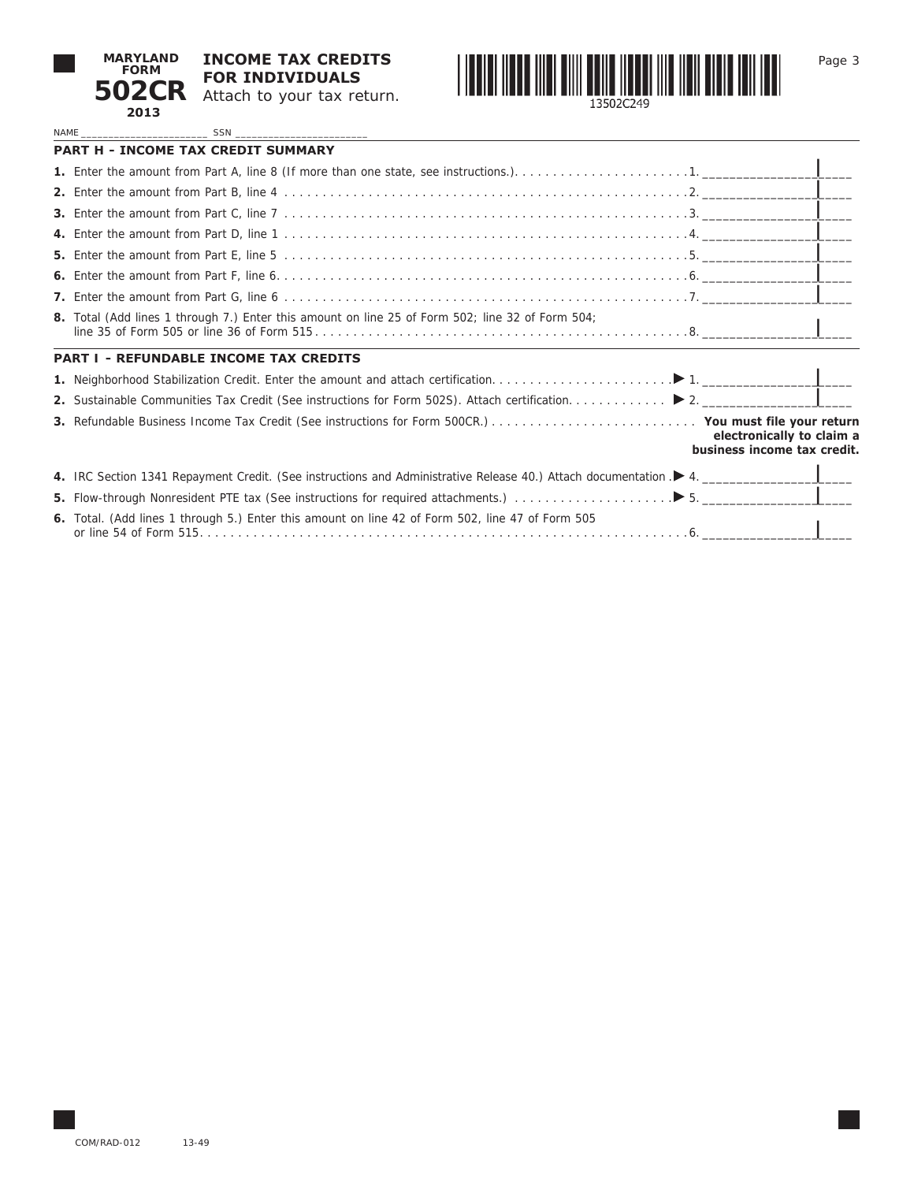# MARYLAND FORM 502CR 2013

## INCOME TAX CREDITS FOR INDIVIDUALS

Attach to your tax return.

13502C249

NAME ____________________ SSN ____________________

### PART H - INCOME TAX CREDIT SUMMARY

1. Enter the amount from Part A, line 8 (If more than one state, see instructions.) . . . . . . . . . . 1. ____________
2. Enter the amount from Part B, line 4 . . . . . . . . . . 2. ____________
3. Enter the amount from Part C, line 7 . . . . . . . . . . 3. ____________
4. Enter the amount from Part D, line 1 . . . . . . . . . . 4. ____________
5. Enter the amount from Part E, line 5 . . . . . . . . . . 5. ____________
6. Enter the amount from Part F, line 6 . . . . . . . . . . 6. ____________
7. Enter the amount from Part G, line 6 . . . . . . . . . . 7. ____________
8. Total (Add lines 1 through 7.) Enter this amount on line 25 of Form 502; line 32 of Form 504; line 35 of Form 505 or line 36 of Form 515 . . . . . . . . . . 8. ____________

### PART I - REFUNDABLE INCOME TAX CREDITS

1. Neighborhood Stabilization Credit. Enter the amount and attach certification. . . . . . . . . . ▶ 1. ____________
2. Sustainable Communities Tax Credit (See instructions for Form 502S). Attach certification. . . . . . . . . . ▶ 2. ____________
3. Refundable Business Income Tax Credit (See instructions for Form 500CR.) . . . . . . . . . . **You must file your return electronically to claim a business income tax credit.**
4. IRC Section 1341 Repayment Credit. (See instructions and Administrative Release 40.) Attach documentation . ▶ 4. ____________
5. Flow-through Nonresident PTE tax (See instructions for required attachments.) . . . . . . . . . . ▶ 5. ____________
6. Total. (Add lines 1 through 5.) Enter this amount on line 42 of Form 502, line 47 of Form 505 or line 54 of Form 515. . . . . . . . . . 6. ____________

COM/RAD-012 13-49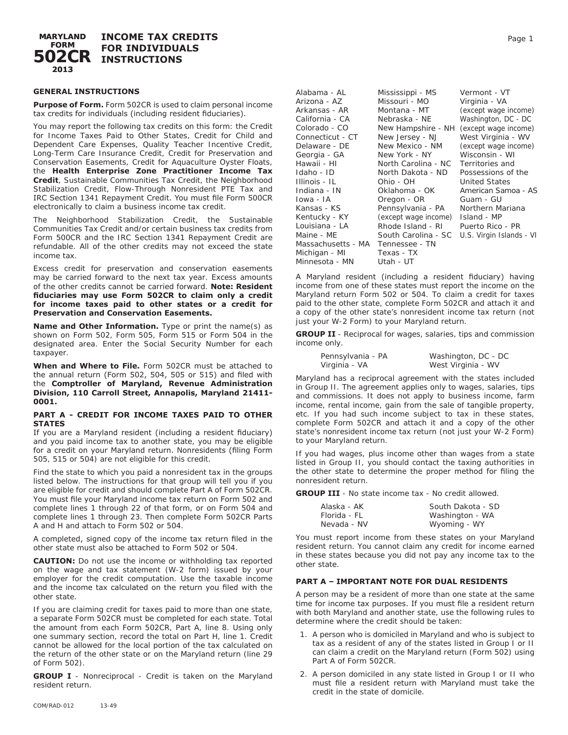# MARYLAND FORM 502CR 2013

## INCOME TAX CREDITS FOR INDIVIDUALS INSTRUCTIONS

### GENERAL INSTRUCTIONS

**Purpose of Form.** Form 502CR is used to claim personal income tax credits for individuals (including resident fiduciaries).

You may report the following tax credits on this form: the Credit for Income Taxes Paid to Other States, Credit for Child and Dependent Care Expenses, Quality Teacher Incentive Credit, Long-Term Care Insurance Credit, Credit for Preservation and Conservation Easements, Credit for Aquaculture Oyster Floats, the **Health Enterprise Zone Practitioner Income Tax Credit**, Sustainable Communities Tax Credit, the Neighborhood Stabilization Credit, Flow-Through Nonresident PTE Tax and IRC Section 1341 Repayment Credit. You must file Form 500CR electronically to claim a business income tax credit.

The Neighborhood Stabilization Credit, the Sustainable Communities Tax Credit and/or certain business tax credits from Form 500CR and the IRC Section 1341 Repayment Credit are refundable. All of the other credits may not exceed the state income tax.

Excess credit for preservation and conservation easements may be carried forward to the next tax year. Excess amounts of the other credits cannot be carried forward. **Note: Resident fiduciaries may use Form 502CR to claim only a credit for income taxes paid to other states or a credit for Preservation and Conservation Easements.**

**Name and Other Information.** Type or print the name(s) as shown on Form 502, Form 505, Form 515 or Form 504 in the designated area. Enter the Social Security Number for each taxpayer.

**When and Where to File.** Form 502CR must be attached to the annual return (Form 502, 504, 505 or 515) and filed with the **Comptroller of Maryland, Revenue Administration Division, 110 Carroll Street, Annapolis, Maryland 21411-0001.**

### PART A - CREDIT FOR INCOME TAXES PAID TO OTHER STATES

If you are a Maryland resident (including a resident fiduciary) and you paid income tax to another state, you may be eligible for a credit on your Maryland return. Nonresidents (filing Form 505, 515 or 504) are not eligible for this credit.

Find the state to which you paid a nonresident tax in the groups listed below. The instructions for that group will tell you if you are eligible for credit and should complete Part A of Form 502CR. You must file your Maryland income tax return on Form 502 and complete lines 1 through 22 of that form, or on Form 504 and complete lines 1 through 23. Then complete Form 502CR Parts A and H and attach to Form 502 or 504.

A completed, signed copy of the income tax return filed in the other state must also be attached to Form 502 or 504.

**CAUTION:** Do not use the income or withholding tax reported on the wage and tax statement (W-2 form) issued by your employer for the credit computation. Use the taxable income and the income tax calculated on the return you filed with the other state.

If you are claiming credit for taxes paid to more than one state, a separate Form 502CR must be completed for each state. Total the amount from each Form 502CR, Part A, line 8. Using only one summary section, record the total on Part H, line 1. Credit cannot be allowed for the local portion of the tax calculated on the return of the other state or on the Maryland return (line 29 of Form 502).

**GROUP I** - Nonreciprocal - Credit is taken on the Maryland resident return.

| | | |
|---|---|---|
| Alabama - AL | Mississippi - MS | Vermont - VT |
| Arizona - AZ | Missouri - MO | Virginia - VA (except wage income) |
| Arkansas - AR | Montana - MT | Washington, DC - DC (except wage income) |
| California - CA | Nebraska - NE | West Virginia - WV (except wage income) |
| Colorado - CO | New Hampshire - NH | Wisconsin - WI |
| Connecticut - CT | New Jersey - NJ | Territories and Possessions of the United States |
| Delaware - DE | New Mexico - NM | American Samoa - AS |
| Georgia - GA | New York - NY | Guam - GU |
| Hawaii - HI | North Carolina - NC | Northern Mariana Island - MP |
| Idaho - ID | North Dakota - ND | Puerto Rico - PR |
| Illinois - IL | Ohio - OH | U.S. Virgin Islands - VI |
| Indiana - IN | Oklahoma - OK | |
| Iowa - IA | Oregon - OR | |
| Kansas - KS | Pennsylvania - PA (except wage income) | |
| Kentucky - KY | Rhode Island - RI | |
| Louisiana - LA | South Carolina - SC | |
| Maine - ME | Tennessee - TN | |
| Massachusetts - MA | Texas - TX | |
| Michigan - MI | Utah - UT | |
| Minnesota - MN | | |

A Maryland resident (including a resident fiduciary) having income from one of these states must report the income on the Maryland return Form 502 or 504. To claim a credit for taxes paid to the other state, complete Form 502CR and attach it and a copy of the other state's nonresident income tax return (not just your W-2 Form) to your Maryland return.

**GROUP II** - Reciprocal for wages, salaries, tips and commission income only.

| | |
|---|---|
| Pennsylvania - PA | Washington, DC - DC |
| Virginia - VA | West Virginia - WV |

Maryland has a reciprocal agreement with the states included in Group II. The agreement applies only to wages, salaries, tips and commissions. It does not apply to business income, farm income, rental income, gain from the sale of tangible property, etc. If you had such income subject to tax in these states, complete Form 502CR and attach it and a copy of the other state's nonresident income tax return (not just your W-2 Form) to your Maryland return.

If you had wages, plus income other than wages from a state listed in Group II, you should contact the taxing authorities in the other state to determine the proper method for filing the nonresident return.

**GROUP III** - No state income tax - No credit allowed.

| | |
|---|---|
| Alaska - AK | South Dakota - SD |
| Florida - FL | Washington - WA |
| Nevada - NV | Wyoming - WY |

You must report income from these states on your Maryland resident return. You cannot claim any credit for income earned in these states because you did not pay any income tax to the other state.

### PART A – IMPORTANT NOTE FOR DUAL RESIDENTS

A person may be a resident of more than one state at the same time for income tax purposes. If you must file a resident return with both Maryland and another state, use the following rules to determine where the credit should be taken:

1. A person who is domiciled in Maryland and who is subject to tax as a resident of any of the states listed in Group I or II can claim a credit on the Maryland return (Form 502) using Part A of Form 502CR.
2. A person domiciled in any state listed in Group I or II who must file a resident return with Maryland must take the credit in the state of domicile.

COM/RAD-012 13-49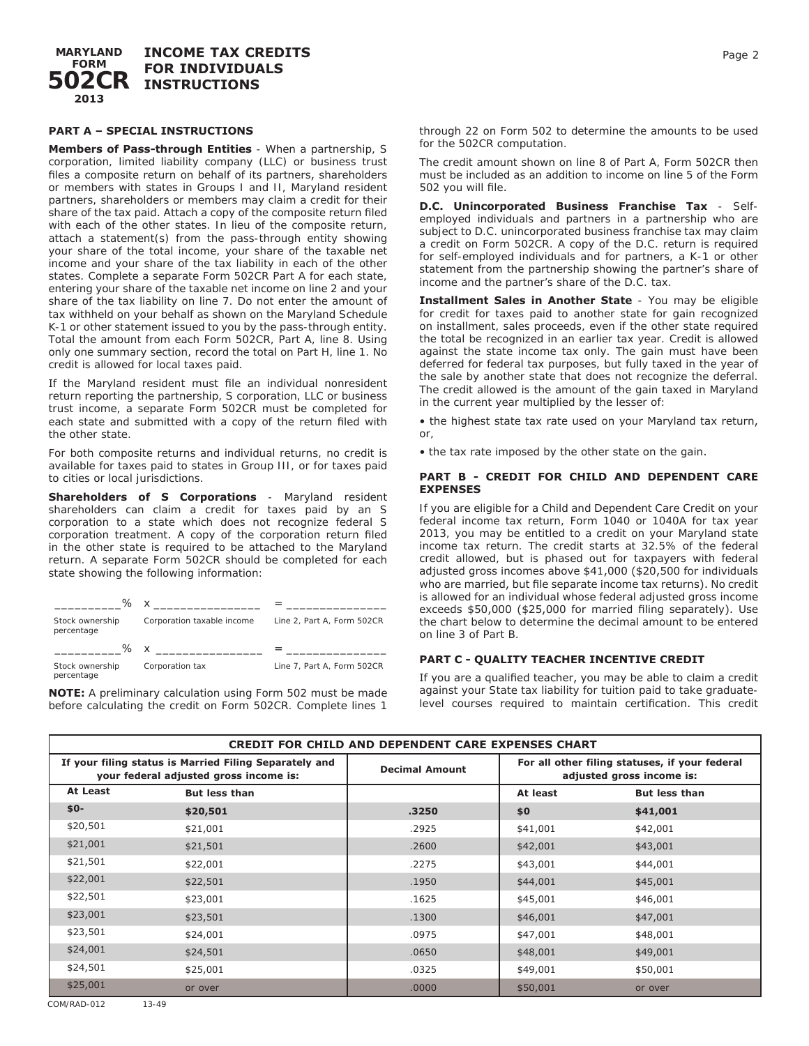# MARYLAND FORM 502CR 2013 INCOME TAX CREDITS FOR INDIVIDUALS INSTRUCTIONS

## PART A – SPECIAL INSTRUCTIONS

**Members of Pass-through Entities** - When a partnership, S corporation, limited liability company (LLC) or business trust files a composite return on behalf of its partners, shareholders or members with states in Groups I and II, Maryland resident partners, shareholders or members may claim a credit for their share of the tax paid. Attach a copy of the composite return filed with each of the other states. In lieu of the composite return, attach a statement(s) from the pass-through entity showing your share of the total income, your share of the taxable net income and your share of the tax liability in each of the other states. Complete a separate Form 502CR Part A for each state, entering your share of the taxable net income on line 2 and your share of the tax liability on line 7. Do not enter the amount of tax withheld on your behalf as shown on the Maryland Schedule K-1 or other statement issued to you by the pass-through entity. Total the amount from each Form 502CR, Part A, line 8. Using only one summary section, record the total on Part H, line 1. No credit is allowed for local taxes paid.

If the Maryland resident must file an individual nonresident return reporting the partnership, S corporation, LLC or business trust income, a separate Form 502CR must be completed for each state and submitted with a copy of the return filed with the other state.

For both composite returns and individual returns, no credit is available for taxes paid to states in Group III, or for taxes paid to cities or local jurisdictions.

**Shareholders of S Corporations** - Maryland resident shareholders can claim a credit for taxes paid by an S corporation to a state which does not recognize federal S corporation treatment. A copy of the corporation return filed in the other state is required to be attached to the Maryland return. A separate Form 502CR should be completed for each state showing the following information:

| ________% | x _______________ | = _______________ |
|---|---|---|
| Stock ownership percentage | Corporation taxable income | Line 2, Part A, Form 502CR |
| ________% | x _______________ | = _______________ |
| Stock ownership percentage | Corporation tax | Line 7, Part A, Form 502CR |

**NOTE:** A preliminary calculation using Form 502 must be made before calculating the credit on Form 502CR. Complete lines 1 through 22 on Form 502 to determine the amounts to be used for the 502CR computation.

The credit amount shown on line 8 of Part A, Form 502CR then must be included as an addition to income on line 5 of the Form 502 you will file.

**D.C. Unincorporated Business Franchise Tax** - Self-employed individuals and partners in a partnership who are subject to D.C. unincorporated business franchise tax may claim a credit on Form 502CR. A copy of the D.C. return is required for self-employed individuals and for partners, a K-1 or other statement from the partnership showing the partner's share of income and the partner's share of the D.C. tax.

**Installment Sales in Another State** - You may be eligible for credit for taxes paid to another state for gain recognized on installment, sales proceeds, even if the other state required the total be recognized in an earlier tax year. Credit is allowed against the state income tax only. The gain must have been deferred for federal tax purposes, but fully taxed in the year of the sale by another state that does not recognize the deferral. The credit allowed is the amount of the gain taxed in Maryland in the current year multiplied by the lesser of:

- the highest state tax rate used on your Maryland tax return, or,
- the tax rate imposed by the other state on the gain.

## PART B - CREDIT FOR CHILD AND DEPENDENT CARE EXPENSES

If you are eligible for a Child and Dependent Care Credit on your federal income tax return, Form 1040 or 1040A for tax year 2013, you may be entitled to a credit on your Maryland state income tax return. The credit starts at 32.5% of the federal credit allowed, but is phased out for taxpayers with federal adjusted gross incomes above $41,000 ($20,500 for individuals who are married, but file separate income tax returns). No credit is allowed for an individual whose federal adjusted gross income exceeds $50,000 ($25,000 for married filing separately). Use the chart below to determine the decimal amount to be entered on line 3 of Part B.

## PART C - QUALITY TEACHER INCENTIVE CREDIT

If you are a qualified teacher, you may be able to claim a credit against your State tax liability for tuition paid to take graduate-level courses required to maintain certification. This credit

**CREDIT FOR CHILD AND DEPENDENT CARE EXPENSES CHART**

| If your filing status is Married Filing Separately and your federal adjusted gross income is: | | Decimal Amount | For all other filing statuses, if your federal adjusted gross income is: | |
|---|---|---|---|---|
| **At Least** | **But less than** | | **At least** | **But less than** |
| **$0-** | **$20,501** | **.3250** | **$0** | **$41,001** |
| $20,501 | $21,001 | .2925 | $41,001 | $42,001 |
| $21,001 | $21,501 | .2600 | $42,001 | $43,001 |
| $21,501 | $22,001 | .2275 | $43,001 | $44,001 |
| $22,001 | $22,501 | .1950 | $44,001 | $45,001 |
| $22,501 | $23,001 | .1625 | $45,001 | $46,001 |
| $23,001 | $23,501 | .1300 | $46,001 | $47,001 |
| $23,501 | $24,001 | .0975 | $47,001 | $48,001 |
| $24,001 | $24,501 | .0650 | $48,001 | $49,001 |
| $24,501 | $25,001 | .0325 | $49,001 | $50,001 |
| $25,001 | or over | .0000 | $50,001 | or over |

COM/RAD-012 13-49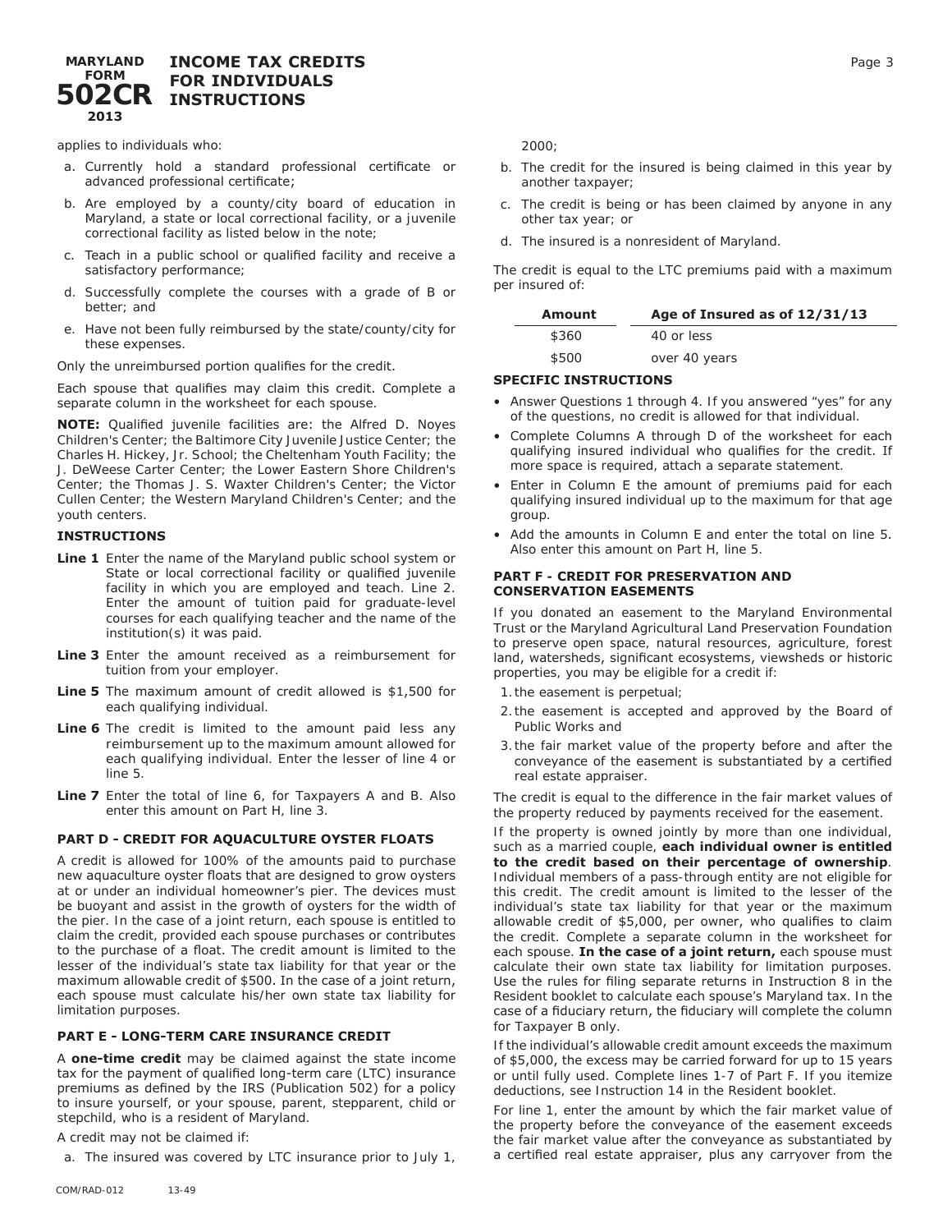applies to individuals who:

a. Currently hold a standard professional certificate or advanced professional certificate;

b. Are employed by a county/city board of education in Maryland, a state or local correctional facility, or a juvenile correctional facility as listed below in the note;

c. Teach in a public school or qualified facility and receive a satisfactory performance;

d. Successfully complete the courses with a grade of B or better; and

e. Have not been fully reimbursed by the state/county/city for these expenses.

Only the unreimbursed portion qualifies for the credit.

Each spouse that qualifies may claim this credit. Complete a separate column in the worksheet for each spouse.

**NOTE:** *Qualified juvenile facilities are: the Alfred D. Noyes Children's Center; the Baltimore City Juvenile Justice Center; the Charles H. Hickey, Jr. School; the Cheltenham Youth Facility; the J. DeWeese Carter Center; the Lower Eastern Shore Children's Center; the Thomas J. S. Waxter Children's Center; the Victor Cullen Center; the Western Maryland Children's Center; and the youth centers.*

**INSTRUCTIONS**

**Line 1** Enter the name of the Maryland public school system or State or local correctional facility or qualified juvenile facility in which you are employed and teach. Line 2. Enter the amount of tuition paid for graduate-level courses for each qualifying teacher and the name of the institution(s) it was paid.

**Line 3** Enter the amount received as a reimbursement for tuition from your employer.

**Line 5** The maximum amount of credit allowed is $1,500 for each qualifying individual.

**Line 6** The credit is limited to the amount paid less any reimbursement up to the maximum amount allowed for each qualifying individual. Enter the lesser of line 4 or line 5.

**Line 7** Enter the total of line 6, for Taxpayers A and B. Also enter this amount on Part H, line 3.

### PART D - CREDIT FOR AQUACULTURE OYSTER FLOATS

A credit is allowed for 100% of the amounts paid to purchase new aquaculture oyster floats that are designed to grow oysters at or under an individual homeowner's pier. The devices must be buoyant and assist in the growth of oysters for the width of the pier. In the case of a joint return, each spouse is entitled to claim the credit, provided each spouse purchases or contributes to the purchase of a float. The credit amount is limited to the lesser of the individual's state tax liability for that year or the maximum allowable credit of $500. In the case of a joint return, each spouse must calculate his/her own state tax liability for limitation purposes.

### PART E - LONG-TERM CARE INSURANCE CREDIT

A **one-time credit** may be claimed against the state income tax for the payment of qualified long-term care (LTC) insurance premiums as defined by the IRS (Publication 502) for a policy to insure yourself, or your spouse, parent, stepparent, child or stepchild, who is a resident of Maryland.

A credit may not be claimed if:

a. The insured was covered by LTC insurance prior to July 1, 2000;

b. The credit for the insured is being claimed in this year by another taxpayer;

c. The credit is being or has been claimed by anyone in any other tax year; or

d. The insured is a nonresident of Maryland.

The credit is equal to the LTC premiums paid with a maximum per insured of:

| Amount | Age of Insured as of 12/31/13 |
|---|---|
| $360 | 40 or less |
| $500 | over 40 years |

**SPECIFIC INSTRUCTIONS**

- Answer Questions 1 through 4. If you answered "yes" for any of the questions, no credit is allowed for that individual.
- Complete Columns A through D of the worksheet for each qualifying insured individual who qualifies for the credit. If more space is required, attach a separate statement.
- Enter in Column E the amount of premiums paid for each qualifying insured individual up to the maximum for that age group.
- Add the amounts in Column E and enter the total on line 5. Also enter this amount on Part H, line 5.

### PART F - CREDIT FOR PRESERVATION AND CONSERVATION EASEMENTS

If you donated an easement to the Maryland Environmental Trust or the Maryland Agricultural Land Preservation Foundation to preserve open space, natural resources, agriculture, forest land, watersheds, significant ecosystems, viewsheds or historic properties, you may be eligible for a credit if:

1. the easement is perpetual;
2. the easement is accepted and approved by the Board of Public Works and
3. the fair market value of the property before and after the conveyance of the easement is substantiated by a certified real estate appraiser.

The credit is equal to the difference in the fair market values of the property reduced by payments received for the easement.

If the property is owned jointly by more than one individual, such as a married couple, **each individual owner is entitled to the credit based on their percentage of ownership**. Individual members of a pass-through entity are not eligible for this credit. The credit amount is limited to the lesser of the individual's state tax liability for that year or the maximum allowable credit of $5,000, per owner, who qualifies to claim the credit. Complete a separate column in the worksheet for each spouse. **In the case of a joint return,** each spouse must calculate their own state tax liability for limitation purposes. Use the rules for filing separate returns in Instruction 8 in the Resident booklet to calculate each spouse's Maryland tax. In the case of a fiduciary return, the fiduciary will complete the column for Taxpayer B only.

If the individual's allowable credit amount exceeds the maximum of $5,000, the excess may be carried forward for up to 15 years or until fully used. Complete lines 1-7 of Part F. If you itemize deductions, see Instruction 14 in the Resident booklet.

For line 1, enter the amount by which the fair market value of the property before the conveyance of the easement exceeds the fair market value after the conveyance as substantiated by a certified real estate appraiser, plus any carryover from the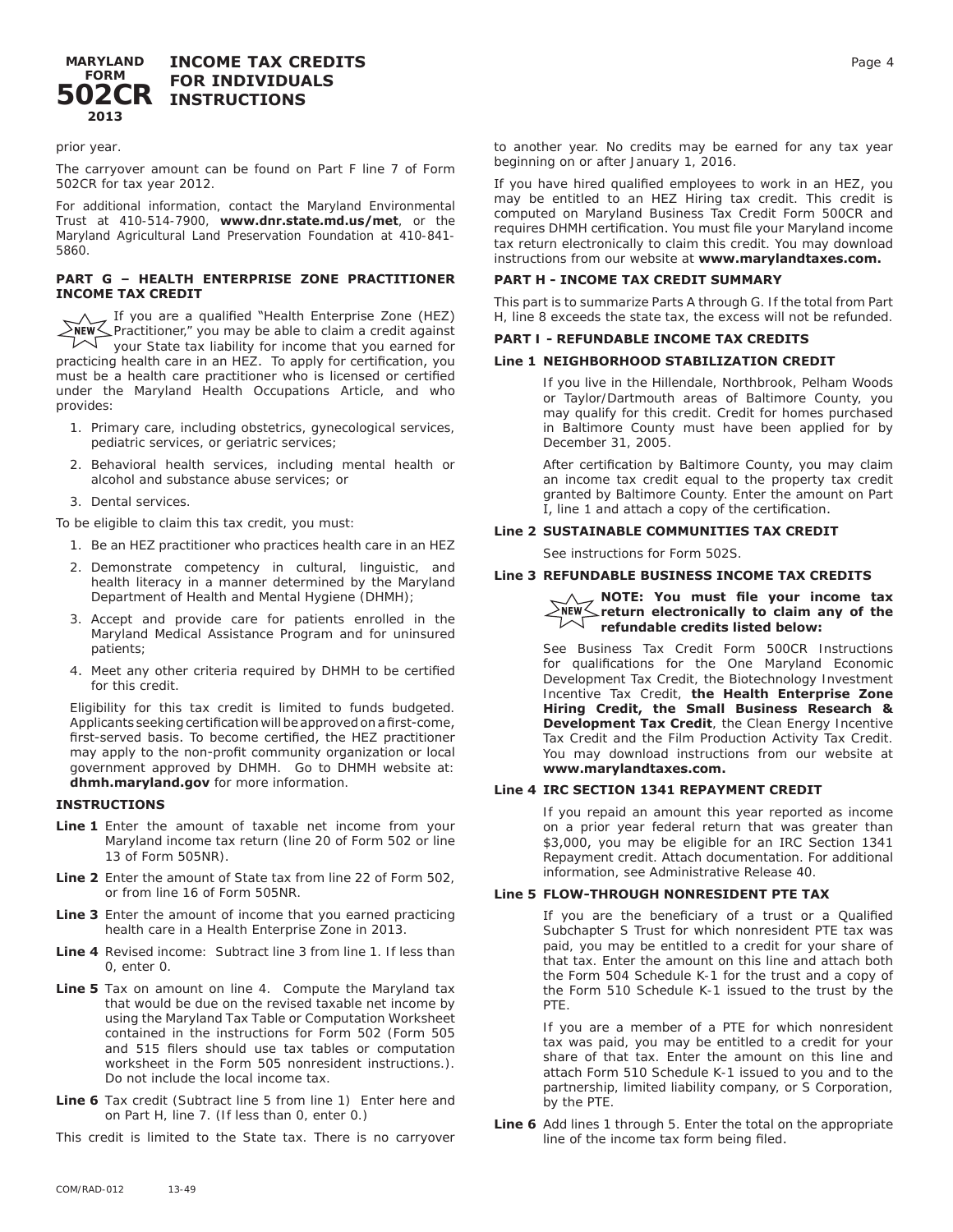prior year.

The carryover amount can be found on Part F line 7 of Form 502CR for tax year 2012.

For additional information, contact the Maryland Environmental Trust at 410-514-7900, **www.dnr.state.md.us/met**, or the Maryland Agricultural Land Preservation Foundation at 410-841-5860.

### PART G – HEALTH ENTERPRISE ZONE PRACTITIONER INCOME TAX CREDIT

NEW If you are a qualified "Health Enterprise Zone (HEZ) Practitioner," you may be able to claim a credit against your State tax liability for income that you earned for practicing health care in an HEZ. To apply for certification, you must be a health care practitioner who is licensed or certified under the Maryland Health Occupations Article, and who provides:

1. Primary care, including obstetrics, gynecological services, pediatric services, or geriatric services;
2. Behavioral health services, including mental health or alcohol and substance abuse services; or
3. Dental services.

To be eligible to claim this tax credit, you must:

1. Be an HEZ practitioner who practices health care in an HEZ
2. Demonstrate competency in cultural, linguistic, and health literacy in a manner determined by the Maryland Department of Health and Mental Hygiene (DHMH);
3. Accept and provide care for patients enrolled in the Maryland Medical Assistance Program and for uninsured patients;
4. Meet any other criteria required by DHMH to be certified for this credit.

Eligibility for this tax credit is limited to funds budgeted. Applicants seeking certification will be approved on a first-come, first-served basis. To become certified, the HEZ practitioner may apply to the non-profit community organization or local government approved by DHMH. Go to DHMH website at: **dhmh.maryland.gov** for more information.

#### INSTRUCTIONS

**Line 1** Enter the amount of taxable net income from your Maryland income tax return (line 20 of Form 502 or line 13 of Form 505NR).

**Line 2** Enter the amount of State tax from line 22 of Form 502, or from line 16 of Form 505NR.

**Line 3** Enter the amount of income that you earned practicing health care in a Health Enterprise Zone in 2013.

**Line 4** Revised income: Subtract line 3 from line 1. If less than 0, enter 0.

**Line 5** Tax on amount on line 4. Compute the Maryland tax that would be due on the revised taxable net income by using the Maryland Tax Table or Computation Worksheet contained in the instructions for Form 502 (Form 505 and 515 filers should use tax tables or computation worksheet in the Form 505 nonresident instructions.). Do not include the local income tax.

**Line 6** Tax credit (Subtract line 5 from line 1) Enter here and on Part H, line 7. (If less than 0, enter 0.)

This credit is limited to the State tax. There is no carryover to another year. No credits may be earned for any tax year beginning on or after January 1, 2016.

If you have hired qualified employees to work in an HEZ, you may be entitled to an HEZ Hiring tax credit. This credit is computed on Maryland Business Tax Credit Form 500CR and requires DHMH certification. You must file your Maryland income tax return electronically to claim this credit. You may download instructions from our website at **www.marylandtaxes.com.**

### PART H - INCOME TAX CREDIT SUMMARY

This part is to summarize Parts A through G. If the total from Part H, line 8 exceeds the state tax, the excess will not be refunded.

### PART I - REFUNDABLE INCOME TAX CREDITS

**Line 1 NEIGHBORHOOD STABILIZATION CREDIT**

If you live in the Hillendale, Northbrook, Pelham Woods or Taylor/Dartmouth areas of Baltimore County, you may qualify for this credit. Credit for homes purchased in Baltimore County must have been applied for by December 31, 2005.

After certification by Baltimore County, you may claim an income tax credit equal to the property tax credit granted by Baltimore County. Enter the amount on Part I, line 1 and attach a copy of the certification.

**Line 2 SUSTAINABLE COMMUNITIES TAX CREDIT**

See instructions for Form 502S.

**Line 3 REFUNDABLE BUSINESS INCOME TAX CREDITS**

NEW **NOTE: You must file your income tax return electronically to claim any of the refundable credits listed below:**

See Business Tax Credit Form 500CR Instructions for qualifications for the One Maryland Economic Development Tax Credit, the Biotechnology Investment Incentive Tax Credit, **the Health Enterprise Zone Hiring Credit, the Small Business Research & Development Tax Credit**, the Clean Energy Incentive Tax Credit and the Film Production Activity Tax Credit. You may download instructions from our website at **www.marylandtaxes.com.**

**Line 4 IRC SECTION 1341 REPAYMENT CREDIT**

If you repaid an amount this year reported as income on a prior year federal return that was greater than $3,000, you may be eligible for an IRC Section 1341 Repayment credit. Attach documentation. For additional information, see Administrative Release 40.

**Line 5 FLOW-THROUGH NONRESIDENT PTE TAX**

If you are the beneficiary of a trust or a Qualified Subchapter S Trust for which nonresident PTE tax was paid, you may be entitled to a credit for your share of that tax. Enter the amount on this line and attach both the Form 504 Schedule K-1 for the trust and a copy of the Form 510 Schedule K-1 issued to the trust by the PTE.

If you are a member of a PTE for which nonresident tax was paid, you may be entitled to a credit for your share of that tax. Enter the amount on this line and attach Form 510 Schedule K-1 issued to you and to the partnership, limited liability company, or S Corporation, by the PTE.

**Line 6** Add lines 1 through 5. Enter the total on the appropriate line of the income tax form being filed.

COM/RAD-012 13-49